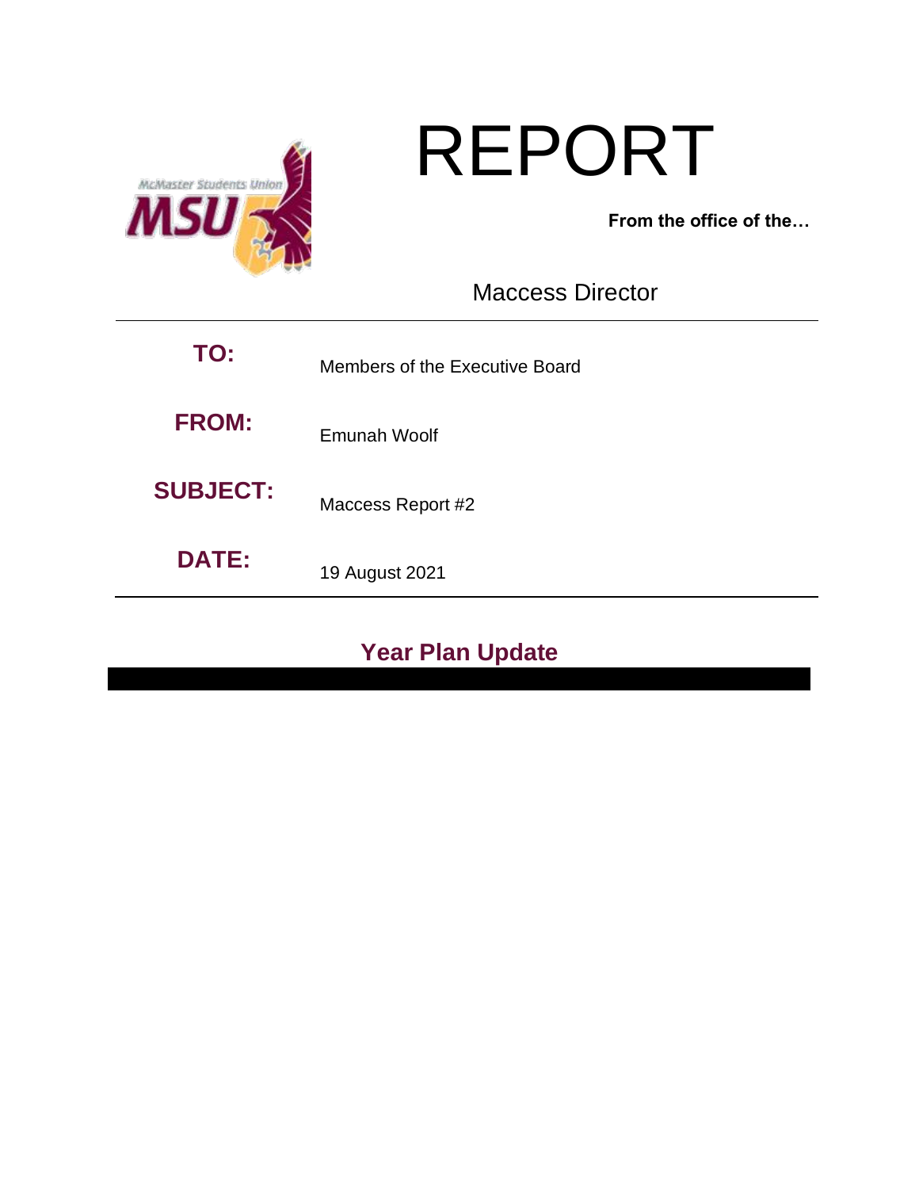# REPORT

**From the office of the…**

Maccess Director

| | |
|---|---|
| **TO:** | Members of the Executive Board |
| **FROM:** | Emunah Woolf |
| **SUBJECT:** | Maccess Report #2 |
| **DATE:** | 19 August 2021 |

## Year Plan Update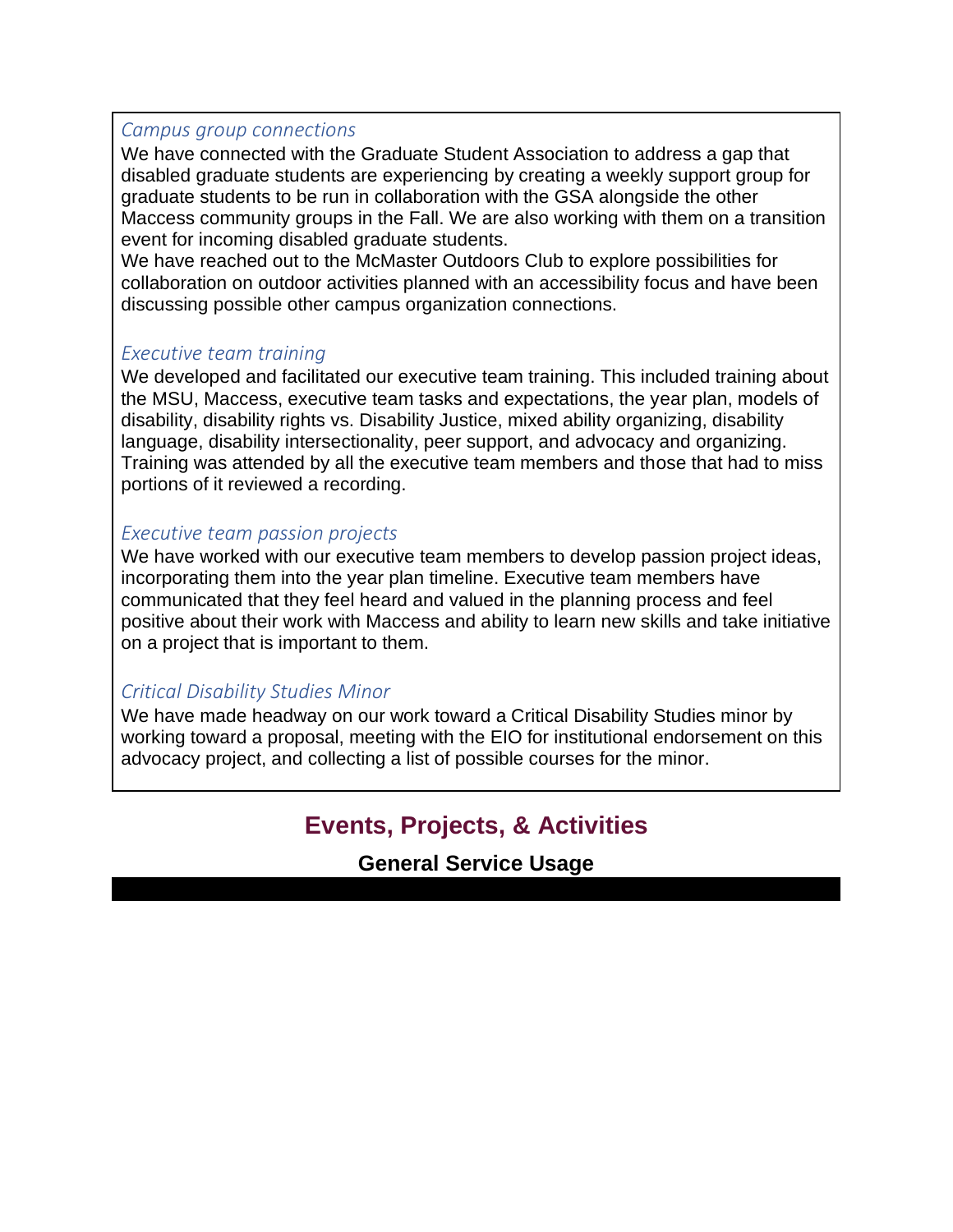*Campus group connections*

We have connected with the Graduate Student Association to address a gap that disabled graduate students are experiencing by creating a weekly support group for graduate students to be run in collaboration with the GSA alongside the other Maccess community groups in the Fall. We are also working with them on a transition event for incoming disabled graduate students.

We have reached out to the McMaster Outdoors Club to explore possibilities for collaboration on outdoor activities planned with an accessibility focus and have been discussing possible other campus organization connections.

*Executive team training*

We developed and facilitated our executive team training. This included training about the MSU, Maccess, executive team tasks and expectations, the year plan, models of disability, disability rights vs. Disability Justice, mixed ability organizing, disability language, disability intersectionality, peer support, and advocacy and organizing. Training was attended by all the executive team members and those that had to miss portions of it reviewed a recording.

*Executive team passion projects*

We have worked with our executive team members to develop passion project ideas, incorporating them into the year plan timeline. Executive team members have communicated that they feel heard and valued in the planning process and feel positive about their work with Maccess and ability to learn new skills and take initiative on a project that is important to them.

*Critical Disability Studies Minor*

We have made headway on our work toward a Critical Disability Studies minor by working toward a proposal, meeting with the EIO for institutional endorsement on this advocacy project, and collecting a list of possible courses for the minor.

## Events, Projects, & Activities

### General Service Usage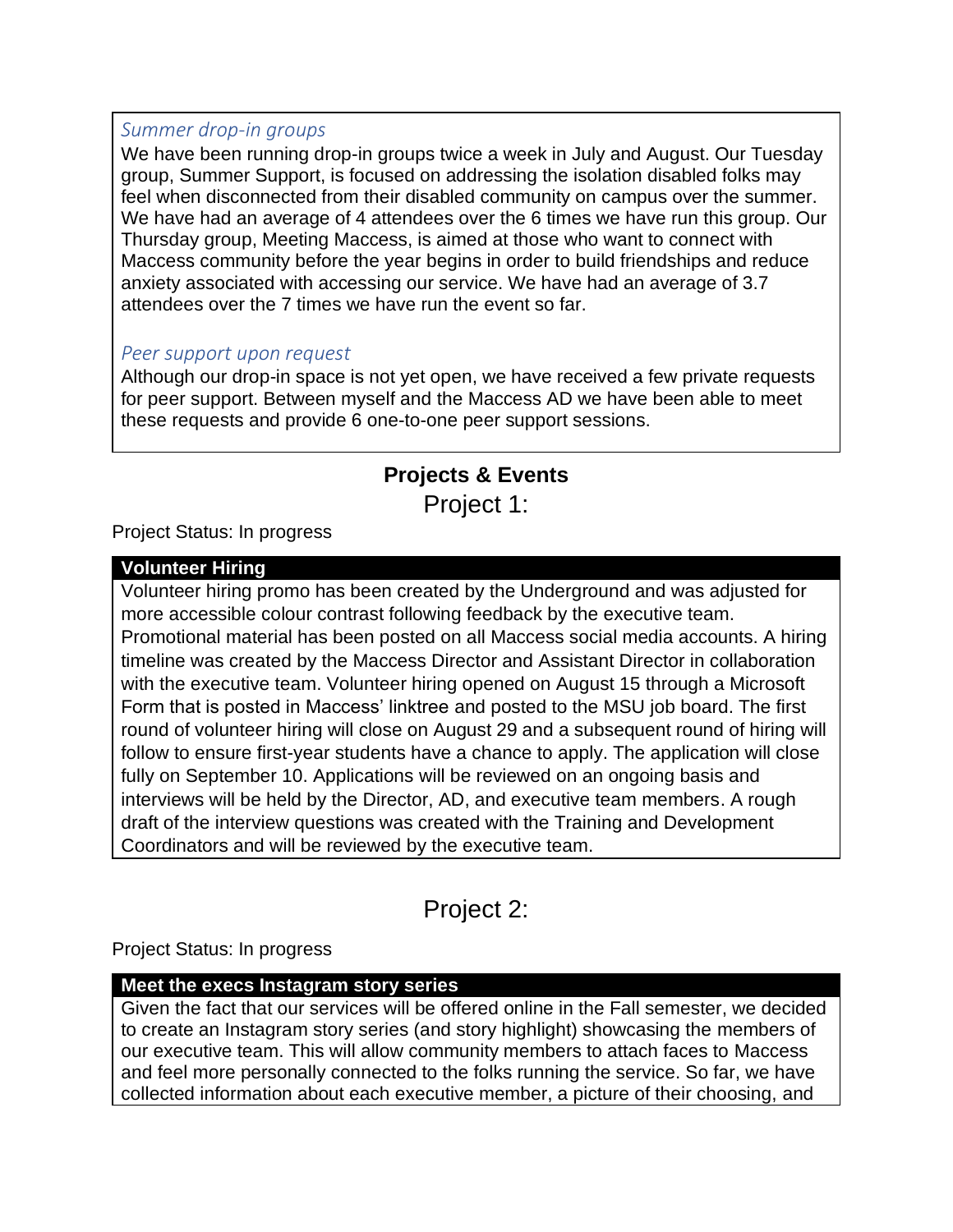*Summer drop-in groups*

We have been running drop-in groups twice a week in July and August. Our Tuesday group, Summer Support, is focused on addressing the isolation disabled folks may feel when disconnected from their disabled community on campus over the summer. We have had an average of 4 attendees over the 6 times we have run this group. Our Thursday group, Meeting Maccess, is aimed at those who want to connect with Maccess community before the year begins in order to build friendships and reduce anxiety associated with accessing our service. We have had an average of 3.7 attendees over the 7 times we have run the event so far.

*Peer support upon request*

Although our drop-in space is not yet open, we have received a few private requests for peer support. Between myself and the Maccess AD we have been able to meet these requests and provide 6 one-to-one peer support sessions.

## Projects & Events

### Project 1:

Project Status: In progress

**Volunteer Hiring**

Volunteer hiring promo has been created by the Underground and was adjusted for more accessible colour contrast following feedback by the executive team. Promotional material has been posted on all Maccess social media accounts. A hiring timeline was created by the Maccess Director and Assistant Director in collaboration with the executive team. Volunteer hiring opened on August 15 through a Microsoft Form that is posted in Maccess' linktree and posted to the MSU job board. The first round of volunteer hiring will close on August 29 and a subsequent round of hiring will follow to ensure first-year students have a chance to apply. The application will close fully on September 10. Applications will be reviewed on an ongoing basis and interviews will be held by the Director, AD, and executive team members. A rough draft of the interview questions was created with the Training and Development Coordinators and will be reviewed by the executive team.

### Project 2:

Project Status: In progress

**Meet the execs Instagram story series**

Given the fact that our services will be offered online in the Fall semester, we decided to create an Instagram story series (and story highlight) showcasing the members of our executive team. This will allow community members to attach faces to Maccess and feel more personally connected to the folks running the service. So far, we have collected information about each executive member, a picture of their choosing, and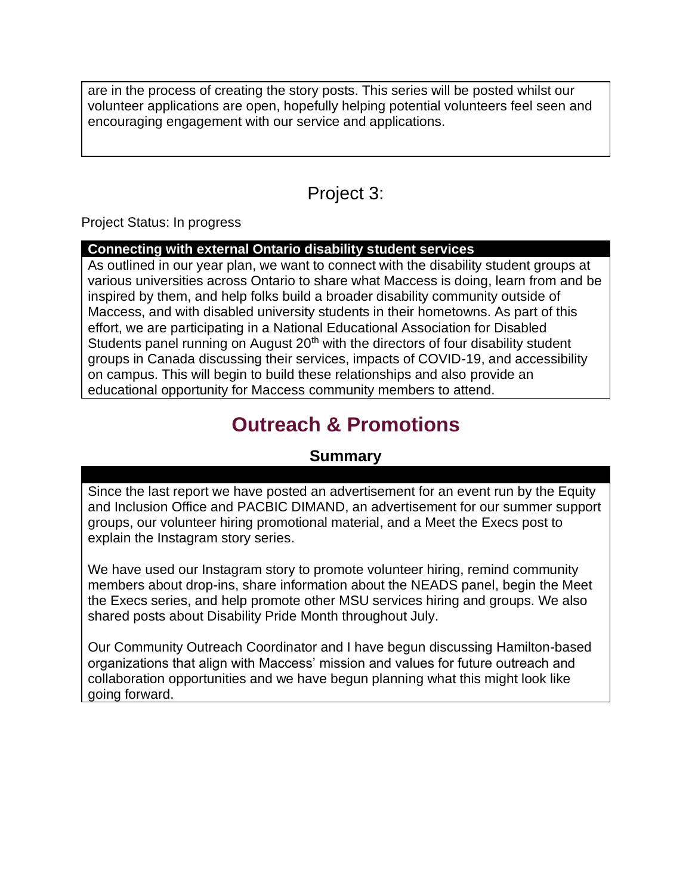are in the process of creating the story posts. This series will be posted whilst our volunteer applications are open, hopefully helping potential volunteers feel seen and encouraging engagement with our service and applications.

## Project 3:

Project Status: In progress

**Connecting with external Ontario disability student services**

As outlined in our year plan, we want to connect with the disability student groups at various universities across Ontario to share what Maccess is doing, learn from and be inspired by them, and help folks build a broader disability community outside of Maccess, and with disabled university students in their hometowns. As part of this effort, we are participating in a National Educational Association for Disabled Students panel running on August 20th with the directors of four disability student groups in Canada discussing their services, impacts of COVID-19, and accessibility on campus. This will begin to build these relationships and also provide an educational opportunity for Maccess community members to attend.

# Outreach & Promotions

### Summary

Since the last report we have posted an advertisement for an event run by the Equity and Inclusion Office and PACBIC DIMAND, an advertisement for our summer support groups, our volunteer hiring promotional material, and a Meet the Execs post to explain the Instagram story series.

We have used our Instagram story to promote volunteer hiring, remind community members about drop-ins, share information about the NEADS panel, begin the Meet the Execs series, and help promote other MSU services hiring and groups. We also shared posts about Disability Pride Month throughout July.

Our Community Outreach Coordinator and I have begun discussing Hamilton-based organizations that align with Maccess' mission and values for future outreach and collaboration opportunities and we have begun planning what this might look like going forward.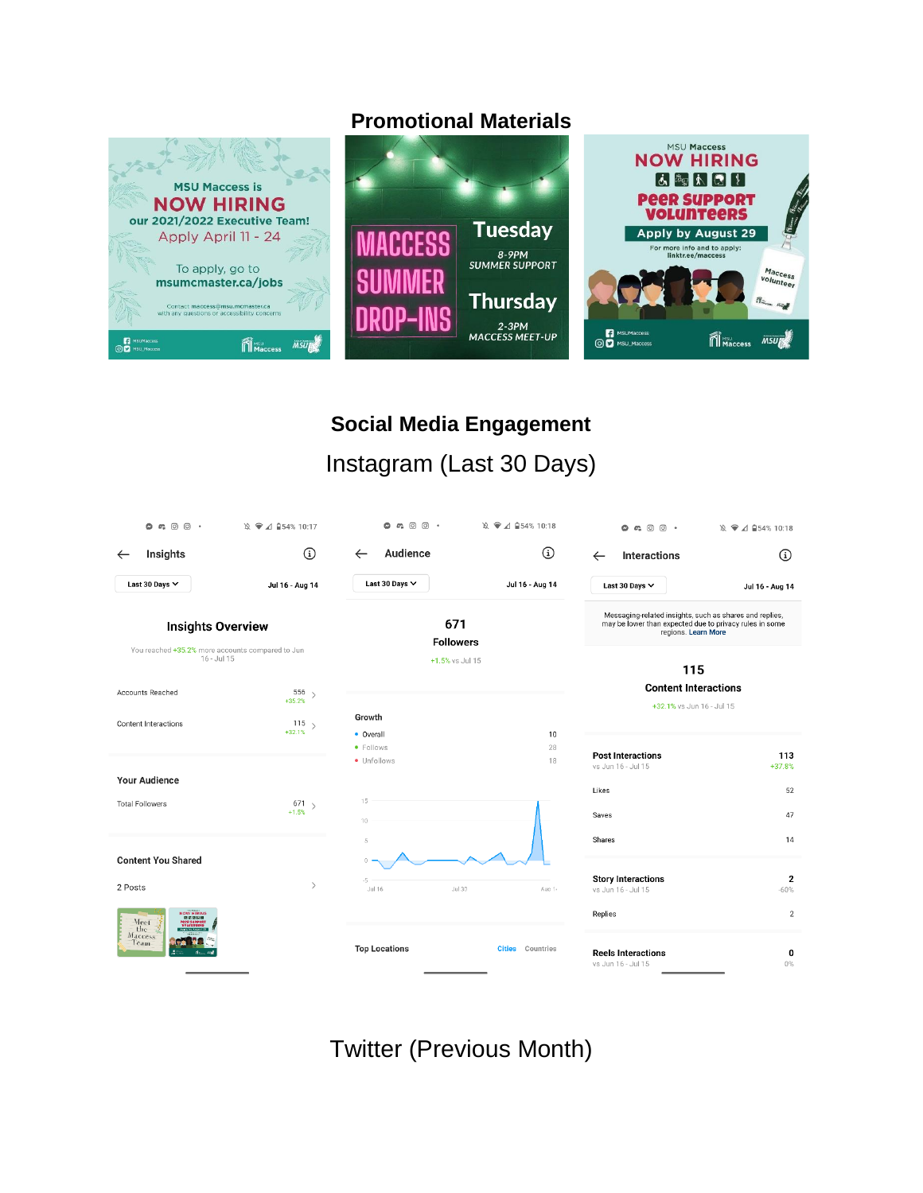## Promotional Materials

MSU Maccess is
NOW HIRING
our 2021/2022 Executive Team!
Apply April 11 - 24

To apply, go to
msumcmaster.ca/jobs

Contact maccess@msu.mcmaster.ca
with any questions or accessibility concerns

MACCESS SUMMER DROP-INS

Tuesday
8-9PM
SUMMER SUPPORT

Thursday
2-3PM
MACCESS MEET-UP

MSU Maccess
NOW HIRING
Peer Support Volunteers
Apply by August 29
For more info and to apply:
linktr.ee/maccess

## Social Media Engagement

### Instagram (Last 30 Days)

**Insights** — Last 30 Days, Jul 16 - Aug 14

Insights Overview

You reached +35.2% more accounts compared to Jun 16 - Jul 15

| | |
|---|---|
| Accounts Reached | 556 (+35.2%) |
| Content Interactions | 115 (+32.1%) |

Your Audience

| | |
|---|---|
| Total Followers | 671 (+1.5%) |

Content You Shared

2 Posts

**Audience** — Last 30 Days, Jul 16 - Aug 14

671 Followers

+1.5% vs Jul 15

Growth

| | |
|---|---|
| Overall | 10 |
| Follows | 28 |
| Unfollows | 18 |

Top Locations — Cities, Countries

**Interactions** — Last 30 Days, Jul 16 - Aug 14

Messaging-related insights, such as shares and replies, may be lower than expected due to privacy rules in some regions. Learn More

115 Content Interactions

+32.1% vs Jun 16 - Jul 15

| | |
|---|---|
| Post Interactions (vs Jun 16 - Jul 15) | 113 (+37.8%) |
| Likes | 52 |
| Saves | 47 |
| Shares | 14 |
| Story Interactions (vs Jun 16 - Jul 15) | 2 (-60%) |
| Replies | 2 |
| Reels Interactions (vs Jun 16 - Jul 15) | 0 (0%) |

### Twitter (Previous Month)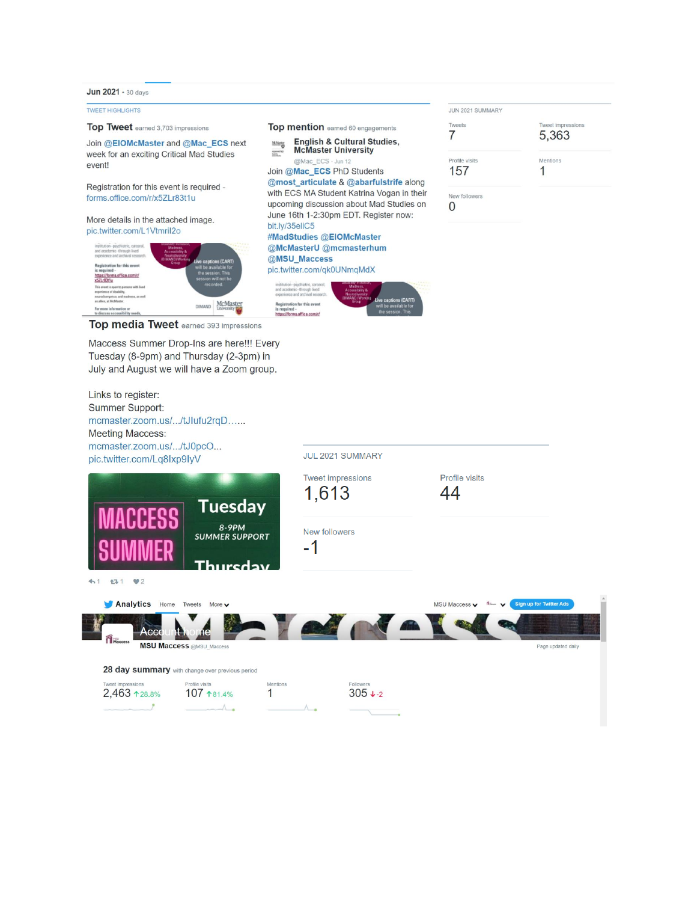**Jun 2021** • 30 days

TWEET HIGHLIGHTS

**Top Tweet** earned 3,703 impressions

Join @EIOMcMaster and @Mac_ECS next week for an exciting Critical Mad Studies event!

Registration for this event is required - forms.office.com/r/x5ZLr83t1u

More details in the attached image.
pic.twitter.com/L1Vtmril2o

**Top mention** earned 60 engagements

**English & Cultural Studies, McMaster University**
@Mac_ECS · Jun 12

Join @Mac_ECS PhD Students @most_articulate & @abarfulstrife along with ECS MA Student Katrina Vogan in their upcoming discussion about Mad Studies on June 16th 1-2:30pm EDT. Register now: bit.ly/35eliC5
#MadStudies @EIOMcMaster @McMasterU @mcmasterhum @MSU_Maccess
pic.twitter.com/qk0UNmqMdX

JUN 2021 SUMMARY

| Tweets | Tweet impressions |
|---|---|
| 7 | 5,363 |

| Profile visits | Mentions |
|---|---|
| 157 | 1 |

| New followers |
|---|
| 0 |

**Top media Tweet** earned 393 impressions

Maccess Summer Drop-Ins are here!!! Every Tuesday (8-9pm) and Thursday (2-3pm) in July and August we will have a Zoom group.

Links to register:
Summer Support:
mcmaster.zoom.us/.../tJlufu2rqD......
Meeting Maccess:
mcmaster.zoom.us/.../tJ0pcO...
pic.twitter.com/Lq8Ixp9lyV

↩ 1 ⇄ 1 ♥ 2

JUL 2021 SUMMARY

| Tweet impressions | Profile visits |
|---|---|
| 1,613 | 44 |

| New followers |
|---|
| -1 |

**Analytics** Home Tweets More

Account home

**MSU Maccess** @MSU_Maccess

Page updated daily

**28 day summary** with change over previous period

| Tweet impressions | Profile visits | Mentions | Followers |
|---|---|---|---|
| 2,463 ↑28.8% | 107 ↑81.4% | 1 | 305 ↓-2 |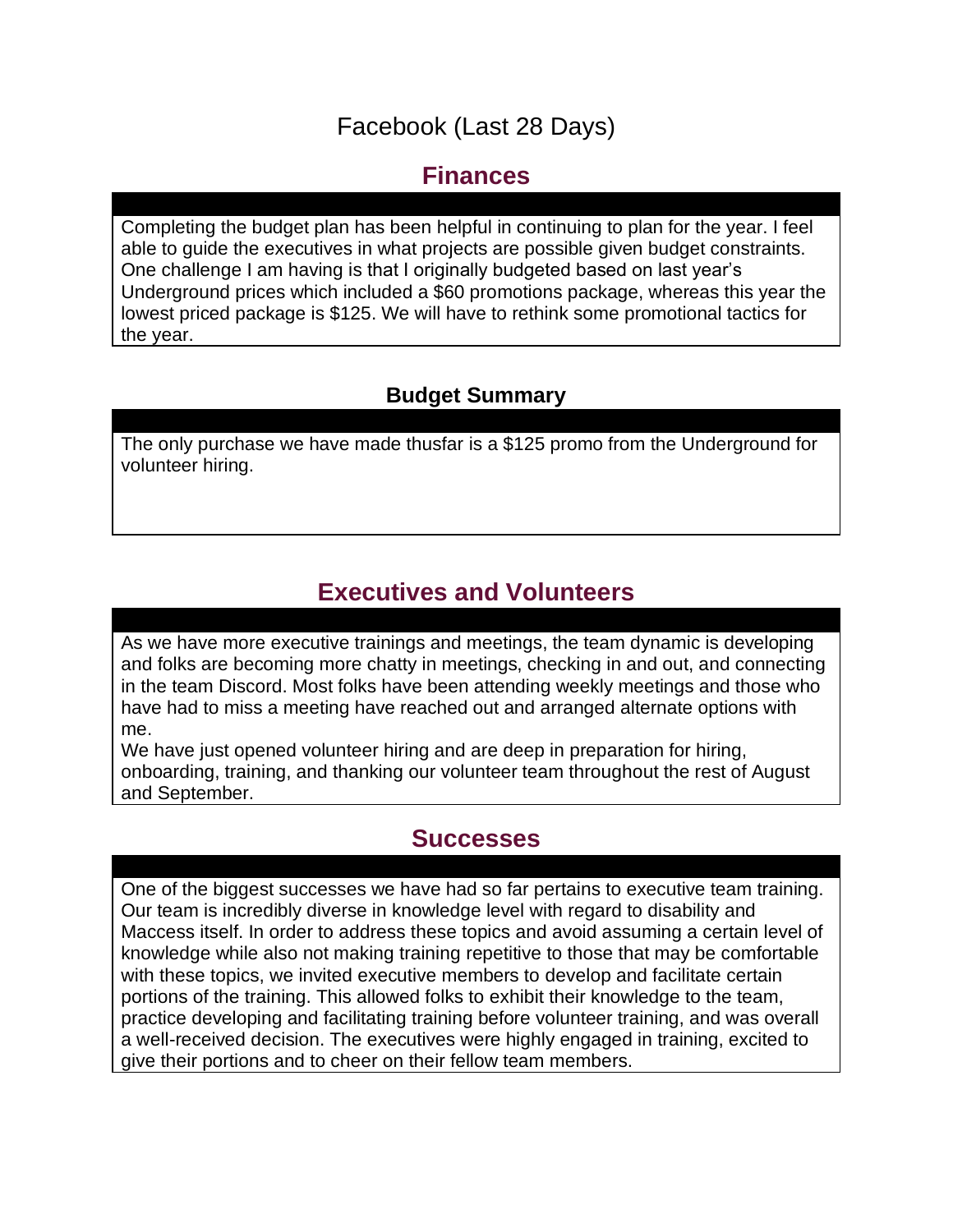Facebook (Last 28 Days)

## Finances

Completing the budget plan has been helpful in continuing to plan for the year. I feel able to guide the executives in what projects are possible given budget constraints. One challenge I am having is that I originally budgeted based on last year's Underground prices which included a $60 promotions package, whereas this year the lowest priced package is $125. We will have to rethink some promotional tactics for the year.

### Budget Summary

The only purchase we have made thusfar is a $125 promo from the Underground for volunteer hiring.

## Executives and Volunteers

As we have more executive trainings and meetings, the team dynamic is developing and folks are becoming more chatty in meetings, checking in and out, and connecting in the team Discord. Most folks have been attending weekly meetings and those who have had to miss a meeting have reached out and arranged alternate options with me.

We have just opened volunteer hiring and are deep in preparation for hiring, onboarding, training, and thanking our volunteer team throughout the rest of August and September.

## Successes

One of the biggest successes we have had so far pertains to executive team training. Our team is incredibly diverse in knowledge level with regard to disability and Maccess itself. In order to address these topics and avoid assuming a certain level of knowledge while also not making training repetitive to those that may be comfortable with these topics, we invited executive members to develop and facilitate certain portions of the training. This allowed folks to exhibit their knowledge to the team, practice developing and facilitating training before volunteer training, and was overall a well-received decision. The executives were highly engaged in training, excited to give their portions and to cheer on their fellow team members.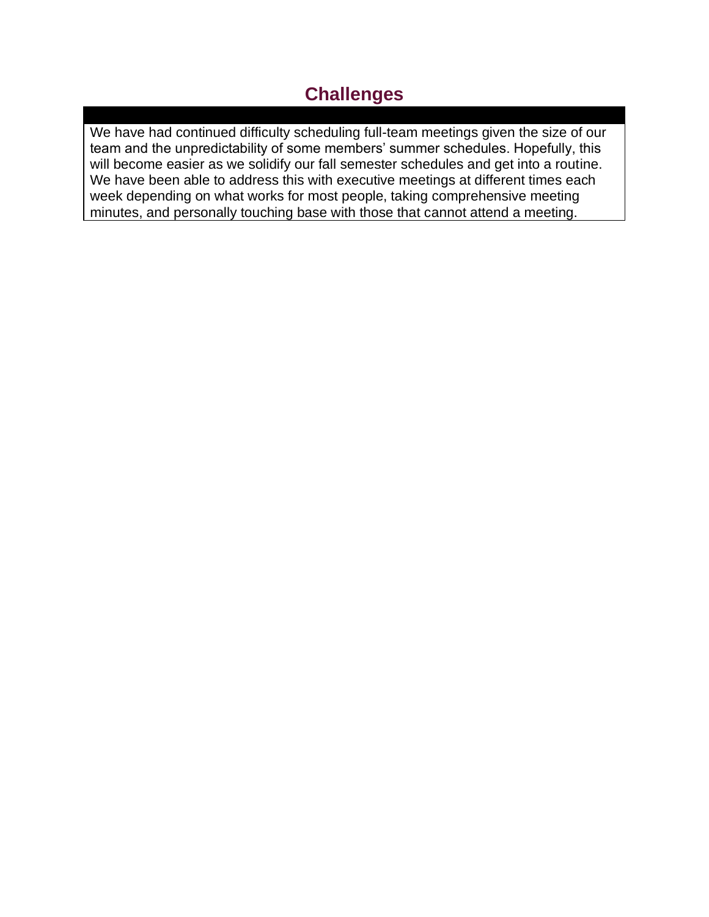## Challenges

We have had continued difficulty scheduling full-team meetings given the size of our team and the unpredictability of some members' summer schedules. Hopefully, this will become easier as we solidify our fall semester schedules and get into a routine. We have been able to address this with executive meetings at different times each week depending on what works for most people, taking comprehensive meeting minutes, and personally touching base with those that cannot attend a meeting.